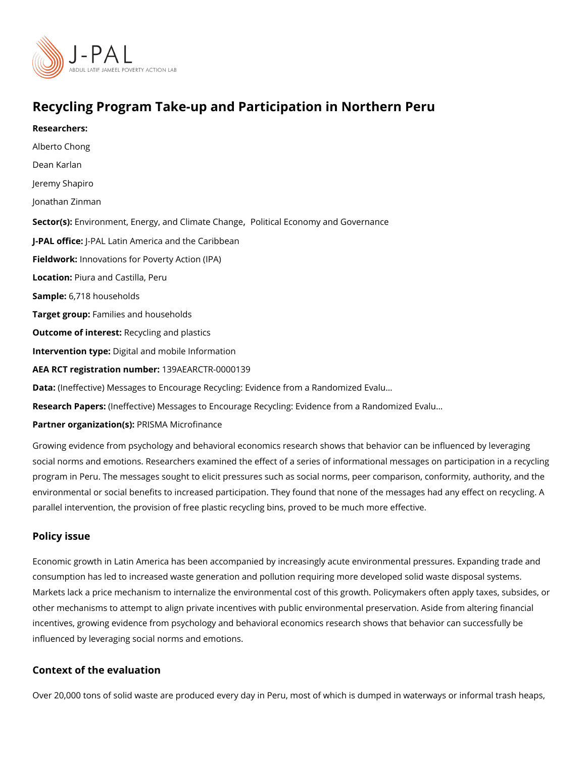# Recycling Program Take-up and Participation in Northern Peru

**Researchers:**

Alberto Chong

Dean Karlan

Jeremy Shapiro

Jonathan Zinman

**Sector(s):** Environment, Energy, and Climate Change, Political Economy and Governance

**J-PAL office:** J-PAL Latin America and the Caribbean

**Fieldwork:** Innovations for Poverty Action (IPA)

**Location:** Piura and Castilla, Peru

**Sample:** 6,718 households

**Target group:** Families and households

**Outcome of interest:** Recycling and plastics

**Intervention type:** Digital and mobile Information

**AEA RCT registration number:** 139AEARCTR-0000139

**Data:** (Ineffective) Messages to Encourage Recycling: Evidence from a Randomized Evalu...

**Research Papers:** (Ineffective) Messages to Encourage Recycling: Evidence from a Randomized Evalu...

**Partner organization(s):** PRISMA Microfinance

Growing evidence from psychology and behavioral economics research shows that behavior can be influenced by leveraging social norms and emotions. Researchers examined the effect of a series of informational messages on participation in a recycling program in Peru. The messages sought to elicit pressures such as social norms, peer comparison, conformity, authority, and the environmental or social benefits to increased participation. They found that none of the messages had any effect on recycling. A parallel intervention, the provision of free plastic recycling bins, proved to be much more effective.

## Policy issue

Economic growth in Latin America has been accompanied by increasingly acute environmental pressures. Expanding trade and consumption has led to increased waste generation and pollution requiring more developed solid waste disposal systems. Markets lack a price mechanism to internalize the environmental cost of this growth. Policymakers often apply taxes, subsides, or other mechanisms to attempt to align private incentives with public environmental preservation. Aside from altering financial incentives, growing evidence from psychology and behavioral economics research shows that behavior can successfully be influenced by leveraging social norms and emotions.

## Context of the evaluation

Over 20,000 tons of solid waste are produced every day in Peru, most of which is dumped in waterways or informal trash heaps,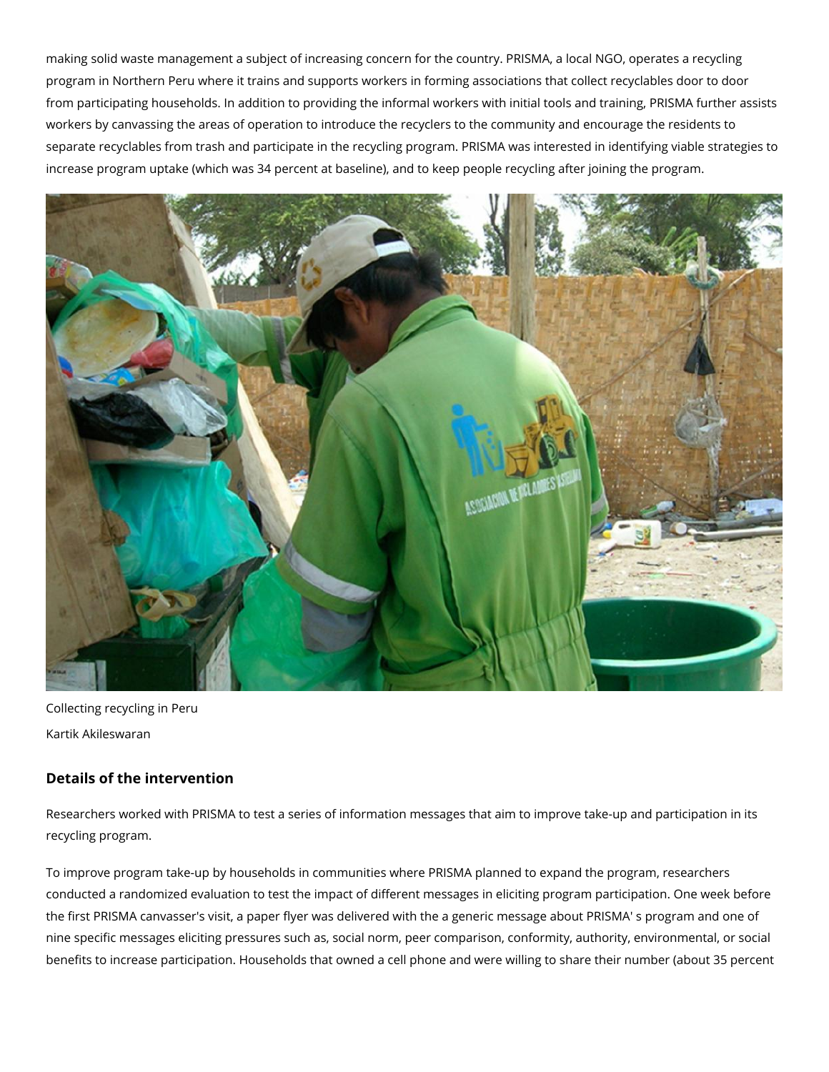making solid waste management a subject of increasing concern for the country. PRISMA, a local NGO, operates a recycling program in Northern Peru where it trains and supports workers in forming associations that collect recyclables door to door from participating households. In addition to providing the informal workers with initial tools and training, PRISMA further assists workers by canvassing the areas of operation to introduce the recyclers to the community and encourage the residents to separate recyclables from trash and participate in the recycling program. PRISMA was interested in identifying viable strategies to increase program uptake (which was 34 percent at baseline), and to keep people recycling after joining the program.

Collecting recycling in Peru

Kartik Akileswaran

### Details of the intervention

Researchers worked with PRISMA to test a series of information messages that aim to improve take-up and participation in its recycling program.

To improve program take-up by households in communities where PRISMA planned to expand the program, researchers conducted a randomized evaluation to test the impact of different messages in eliciting program participation. One week before the first PRISMA canvasser's visit, a paper flyer was delivered with the a generic message about PRISMA' s program and one of nine specific messages eliciting pressures such as, social norm, peer comparison, conformity, authority, environmental, or social benefits to increase participation. Households that owned a cell phone and were willing to share their number (about 35 percent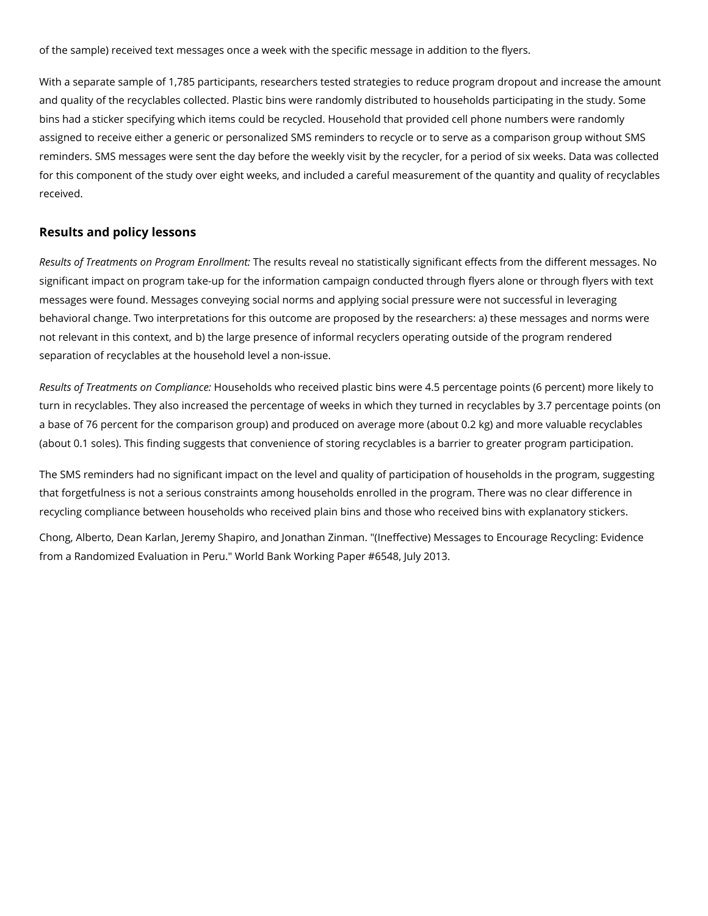of the sample) received text messages once a week with the specific message in addition to the flyers.

With a separate sample of 1,785 participants, researchers tested strategies to reduce program dropout and increase the amount and quality of the recyclables collected. Plastic bins were randomly distributed to households participating in the study. Some bins had a sticker specifying which items could be recycled. Household that provided cell phone numbers were randomly assigned to receive either a generic or personalized SMS reminders to recycle or to serve as a comparison group without SMS reminders. SMS messages were sent the day before the weekly visit by the recycler, for a period of six weeks. Data was collected for this component of the study over eight weeks, and included a careful measurement of the quantity and quality of recyclables received.

## Results and policy lessons

*Results of Treatments on Program Enrollment:* The results reveal no statistically significant effects from the different messages. No significant impact on program take-up for the information campaign conducted through flyers alone or through flyers with text messages were found. Messages conveying social norms and applying social pressure were not successful in leveraging behavioral change. Two interpretations for this outcome are proposed by the researchers: a) these messages and norms were not relevant in this context, and b) the large presence of informal recyclers operating outside of the program rendered separation of recyclables at the household level a non-issue.

*Results of Treatments on Compliance:* Households who received plastic bins were 4.5 percentage points (6 percent) more likely to turn in recyclables. They also increased the percentage of weeks in which they turned in recyclables by 3.7 percentage points (on a base of 76 percent for the comparison group) and produced on average more (about 0.2 kg) and more valuable recyclables (about 0.1 soles). This finding suggests that convenience of storing recyclables is a barrier to greater program participation.

The SMS reminders had no significant impact on the level and quality of participation of households in the program, suggesting that forgetfulness is not a serious constraints among households enrolled in the program. There was no clear difference in recycling compliance between households who received plain bins and those who received bins with explanatory stickers.

Chong, Alberto, Dean Karlan, Jeremy Shapiro, and Jonathan Zinman. "(Ineffective) Messages to Encourage Recycling: Evidence from a Randomized Evaluation in Peru." World Bank Working Paper #6548, July 2013.